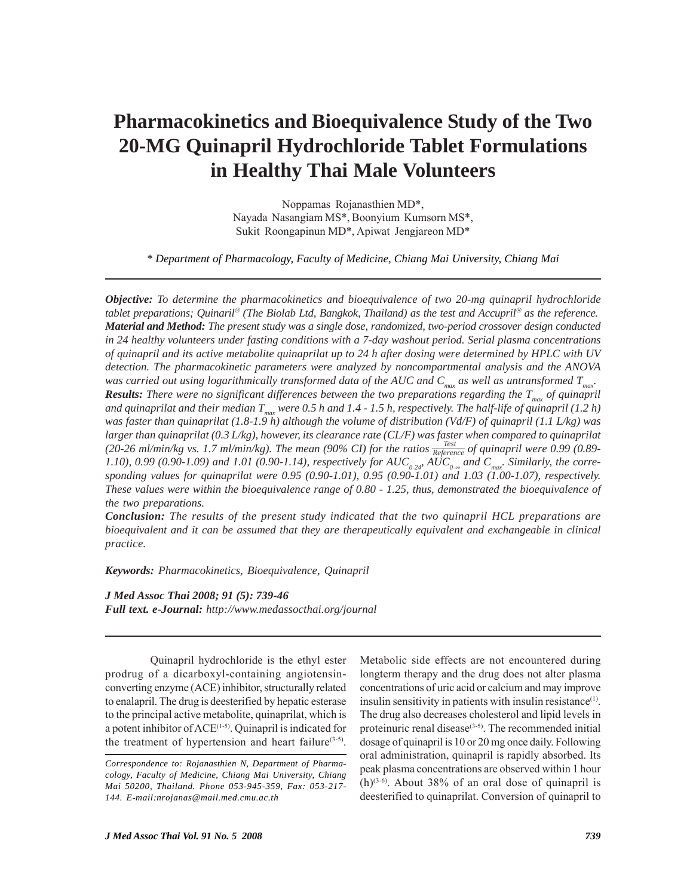# Pharmacokinetics and Bioequivalence Study of the Two 20-MG Quinapril Hydrochloride Tablet Formulations in Healthy Thai Male Volunteers

Noppamas Rojanasthien MD*,
Nayada Nasangiam MS*, Boonyium Kumsorn MS*,
Sukit Roongapinun MD*, Apiwat Jengjareon MD*

*\* Department of Pharmacology, Faculty of Medicine, Chiang Mai University, Chiang Mai*

***Objective:*** *To determine the pharmacokinetics and bioequivalence of two 20-mg quinapril hydrochloride tablet preparations; Quinaril® (The Biolab Ltd, Bangkok, Thailand) as the test and Accupril® as the reference.*
***Material and Method:*** *The present study was a single dose, randomized, two-period crossover design conducted in 24 healthy volunteers under fasting conditions with a 7-day washout period. Serial plasma concentrations of quinapril and its active metabolite quinaprilat up to 24 h after dosing were determined by HPLC with UV detection. The pharmacokinetic parameters were analyzed by noncompartmental analysis and the ANOVA was carried out using logarithmically transformed data of the AUC and $C_{max}$ as well as untransformed $T_{max}$.*
***Results:*** *There were no significant differences between the two preparations regarding the $T_{max}$ of quinapril and quinaprilat and their median $T_{max}$ were 0.5 h and 1.4 - 1.5 h, respectively. The half-life of quinapril (1.2 h) was faster than quinaprilat (1.8-1.9 h) although the volume of distribution (Vd/F) of quinapril (1.1 L/kg) was larger than quinaprilat (0.3 L/kg), however, its clearance rate (CL/F) was faster when compared to quinaprilat (20-26 ml/min/kg vs. 1.7 ml/min/kg). The mean (90% CI) for the ratios $\frac{Test}{Reference}$ of quinapril were 0.99 (0.89-1.10), 0.99 (0.90-1.09) and 1.01 (0.90-1.14), respectively for $AUC_{0-24}$, $AUC_{0-\infty}$ and $C_{max}$. Similarly, the corresponding values for quinaprilat were 0.95 (0.90-1.01), 0.95 (0.90-1.01) and 1.03 (1.00-1.07), respectively. These values were within the bioequivalence range of 0.80 - 1.25, thus, demonstrated the bioequivalence of the two preparations.*
***Conclusion:*** *The results of the present study indicated that the two quinapril HCL preparations are bioequivalent and it can be assumed that they are therapeutically equivalent and exchangeable in clinical practice.*

***Keywords:*** *Pharmacokinetics, Bioequivalence, Quinapril*

***J Med Assoc Thai 2008; 91 (5): 739-46***
***Full text. e-Journal:*** *http://www.medassocthai.org/journal*

Quinapril hydrochloride is the ethyl ester prodrug of a dicarboxyl-containing angiotensin-converting enzyme (ACE) inhibitor, structurally related to enalapril. The drug is deesterified by hepatic esterase to the principal active metabolite, quinaprilat, which is a potent inhibitor of ACE[1-5]. Quinapril is indicated for the treatment of hypertension and heart failure[3-5]. Metabolic side effects are not encountered during longterm therapy and the drug does not alter plasma concentrations of uric acid or calcium and may improve insulin sensitivity in patients with insulin resistance[1]. The drug also decreases cholesterol and lipid levels in proteinuric renal disease[3-5]. The recommended initial dosage of quinapril is 10 or 20 mg once daily. Following oral administration, quinapril is rapidly absorbed. Its peak plasma concentrations are observed within 1 hour (h)[3-6]. About 38% of an oral dose of quinapril is deesterified to quinaprilat. Conversion of quinapril to

*Correspondence to: Rojanasthien N, Department of Pharmacology, Faculty of Medicine, Chiang Mai University, Chiang Mai 50200, Thailand. Phone 053-945-359, Fax: 053-217-144. E-mail:nrojanas@mail.med.cmu.ac.th*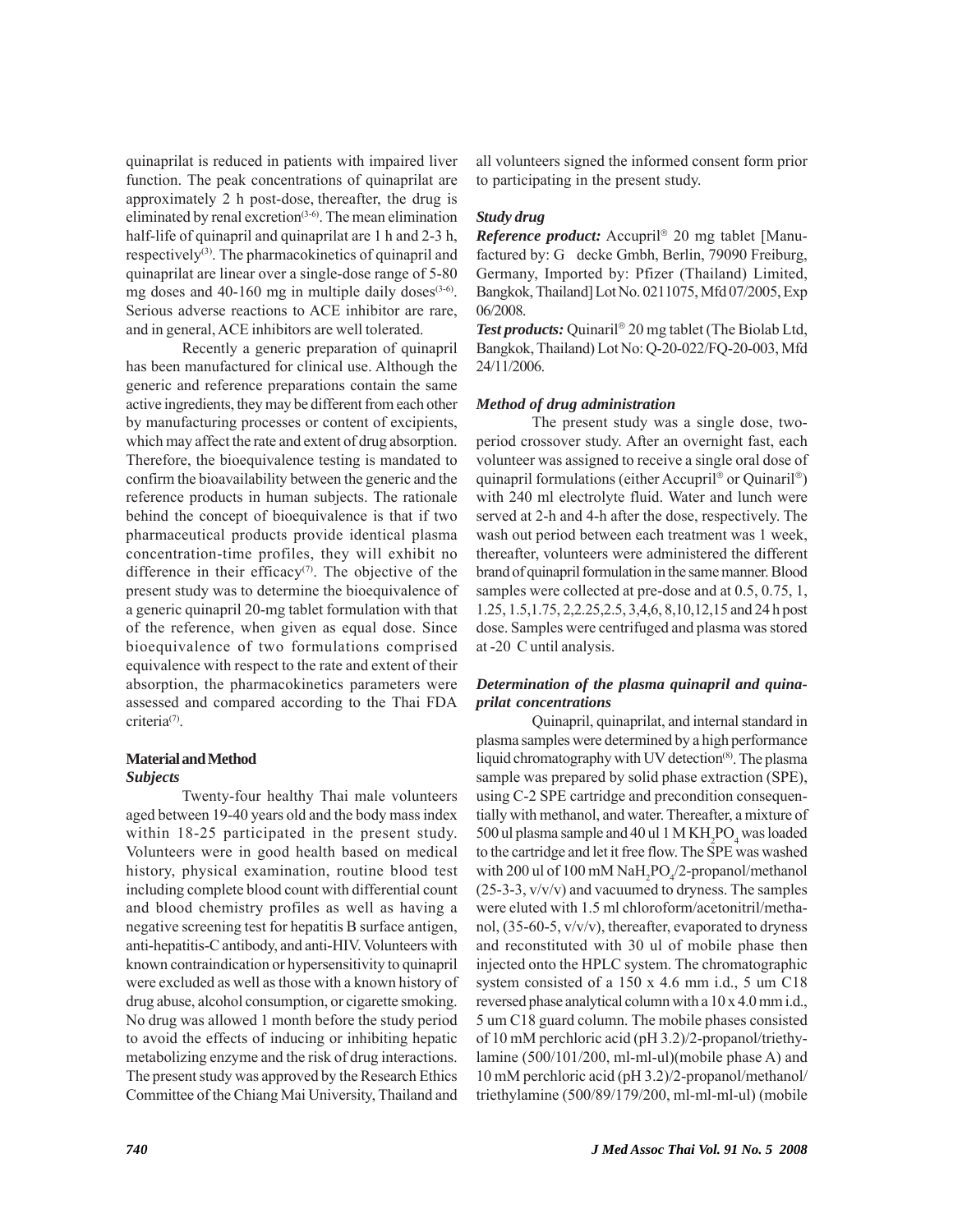quinaprilat is reduced in patients with impaired liver function. The peak concentrations of quinaprilat are approximately 2 h post-dose, thereafter, the drug is eliminated by renal excretion[3-6]. The mean elimination half-life of quinapril and quinaprilat are 1 h and 2-3 h, respectively[3]. The pharmacokinetics of quinapril and quinaprilat are linear over a single-dose range of 5-80 mg doses and 40-160 mg in multiple daily doses[3-6]. Serious adverse reactions to ACE inhibitor are rare, and in general, ACE inhibitors are well tolerated.

Recently a generic preparation of quinapril has been manufactured for clinical use. Although the generic and reference preparations contain the same active ingredients, they may be different from each other by manufacturing processes or content of excipients, which may affect the rate and extent of drug absorption. Therefore, the bioequivalence testing is mandated to confirm the bioavailability between the generic and the reference products in human subjects. The rationale behind the concept of bioequivalence is that if two pharmaceutical products provide identical plasma concentration-time profiles, they will exhibit no difference in their efficacy[7]. The objective of the present study was to determine the bioequivalence of a generic quinapril 20-mg tablet formulation with that of the reference, when given as equal dose. Since bioequivalence of two formulations comprised equivalence with respect to the rate and extent of their absorption, the pharmacokinetics parameters were assessed and compared according to the Thai FDA criteria[7].

## Material and Method

### *Subjects*

Twenty-four healthy Thai male volunteers aged between 19-40 years old and the body mass index within 18-25 participated in the present study. Volunteers were in good health based on medical history, physical examination, routine blood test including complete blood count with differential count and blood chemistry profiles as well as having a negative screening test for hepatitis B surface antigen, anti-hepatitis-C antibody, and anti-HIV. Volunteers with known contraindication or hypersensitivity to quinapril were excluded as well as those with a known history of drug abuse, alcohol consumption, or cigarette smoking. No drug was allowed 1 month before the study period to avoid the effects of inducing or inhibiting hepatic metabolizing enzyme and the risk of drug interactions. The present study was approved by the Research Ethics Committee of the Chiang Mai University, Thailand and all volunteers signed the informed consent form prior to participating in the present study.

### *Study drug*

***Reference product:*** Accupril® 20 mg tablet [Manufactured by: G decke Gmbh, Berlin, 79090 Freiburg, Germany, Imported by: Pfizer (Thailand) Limited, Bangkok, Thailand] Lot No. 0211075, Mfd 07/2005, Exp 06/2008.

***Test products:*** Quinaril® 20 mg tablet (The Biolab Ltd, Bangkok, Thailand) Lot No: Q-20-022/FQ-20-003, Mfd 24/11/2006.

### *Method of drug administration*

The present study was a single dose, two-period crossover study. After an overnight fast, each volunteer was assigned to receive a single oral dose of quinapril formulations (either Accupril® or Quinaril®) with 240 ml electrolyte fluid. Water and lunch were served at 2-h and 4-h after the dose, respectively. The wash out period between each treatment was 1 week, thereafter, volunteers were administered the different brand of quinapril formulation in the same manner. Blood samples were collected at pre-dose and at 0.5, 0.75, 1, 1.25, 1.5,1.75, 2,2.25,2.5, 3,4,6, 8,10,12,15 and 24 h post dose. Samples were centrifuged and plasma was stored at -20 C until analysis.

### *Determination of the plasma quinapril and quinaprilat concentrations*

Quinapril, quinaprilat, and internal standard in plasma samples were determined by a high performance liquid chromatography with UV detection[8]. The plasma sample was prepared by solid phase extraction (SPE), using C-2 SPE cartridge and precondition consequentially with methanol, and water. Thereafter, a mixture of 500 ul plasma sample and 40 ul 1 M $KH_2PO_4$ was loaded to the cartridge and let it free flow. The SPE was washed with 200 ul of 100 mM $NaH_2PO_4$/2-propanol/methanol (25-3-3, v/v/v) and vacuumed to dryness. The samples were eluted with 1.5 ml chloroform/acetonitril/methanol, (35-60-5, v/v/v), thereafter, evaporated to dryness and reconstituted with 30 ul of mobile phase then injected onto the HPLC system. The chromatographic system consisted of a 150 x 4.6 mm i.d., 5 um C18 reversed phase analytical column with a 10 x 4.0 mm i.d., 5 um C18 guard column. The mobile phases consisted of 10 mM perchloric acid (pH 3.2)/2-propanol/triethylamine (500/101/200, ml-ml-ul)(mobile phase A) and 10 mM perchloric acid (pH 3.2)/2-propanol/methanol/triethylamine (500/89/179/200, ml-ml-ml-ul) (mobile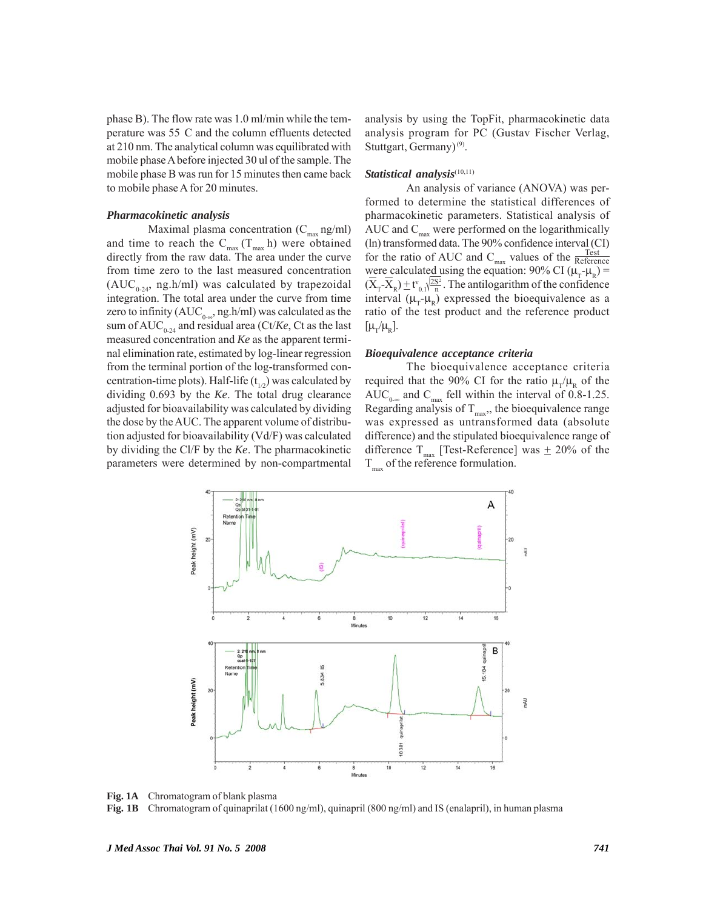phase B). The flow rate was 1.0 ml/min while the temperature was 55 C and the column effluents detected at 210 nm. The analytical column was equilibrated with mobile phase A before injected 30 ul of the sample. The mobile phase B was run for 15 minutes then came back to mobile phase A for 20 minutes.

### *Pharmacokinetic analysis*

Maximal plasma concentration ($C_{max}$ ng/ml) and time to reach the $C_{max}$ ($T_{max}$ h) were obtained directly from the raw data. The area under the curve from time zero to the last measured concentration ($AUC_{0-24}$, ng.h/ml) was calculated by trapezoidal integration. The total area under the curve from time zero to infinity ($AUC_{0-\infty}$, ng.h/ml) was calculated as the sum of $AUC_{0-24}$ and residual area (Ct/*Ke*, Ct as the last measured concentration and *Ke* as the apparent terminal elimination rate, estimated by log-linear regression from the terminal portion of the log-transformed concentration-time plots). Half-life ($t_{1/2}$) was calculated by dividing 0.693 by the *Ke*. The total drug clearance adjusted for bioavailability was calculated by dividing the dose by the AUC. The apparent volume of distribution adjusted for bioavailability (Vd/F) was calculated by dividing the Cl/F by the *Ke*. The pharmacokinetic parameters were determined by non-compartmental analysis by using the TopFit, pharmacokinetic data analysis program for PC (Gustav Fischer Verlag, Stuttgart, Germany)[9].

### *Statistical analysis*[10,11]

An analysis of variance (ANOVA) was performed to determine the statistical differences of pharmacokinetic parameters. Statistical analysis of AUC and $C_{max}$ were performed on the logarithmically (ln) transformed data. The 90% confidence interval (CI) for the ratio of AUC and $C_{max}$ values of the $\frac{\text{Test}}{\text{Reference}}$ were calculated using the equation: 90% CI $(\mu_T-\mu_R) = (\overline{X}_T-\overline{X}_R) \pm t^v_{0.1}\sqrt{\frac{2S^2}{n}}$. The antilogarithm of the confidence interval $(\mu_T-\mu_R)$ expressed the bioequivalence as a ratio of the test product and the reference product $[\mu_T/\mu_R]$.

### *Bioequivalence acceptance criteria*

The bioequivalence acceptance criteria required that the 90% CI for the ratio $\mu_T/\mu_R$ of the $AUC_{0-\infty}$ and $C_{max}$ fell within the interval of 0.8-1.25. Regarding analysis of $T_{max}$,, the bioequivalence range was expressed as untransformed data (absolute difference) and the stipulated bioequivalence range of difference $T_{max}$ [Test-Reference] was $\pm$ 20% of the $T_{max}$ of the reference formulation.

**Fig. 1A** Chromatogram of blank plasma

**Fig. 1B** Chromatogram of quinaprilat (1600 ng/ml), quinapril (800 ng/ml) and IS (enalapril), in human plasma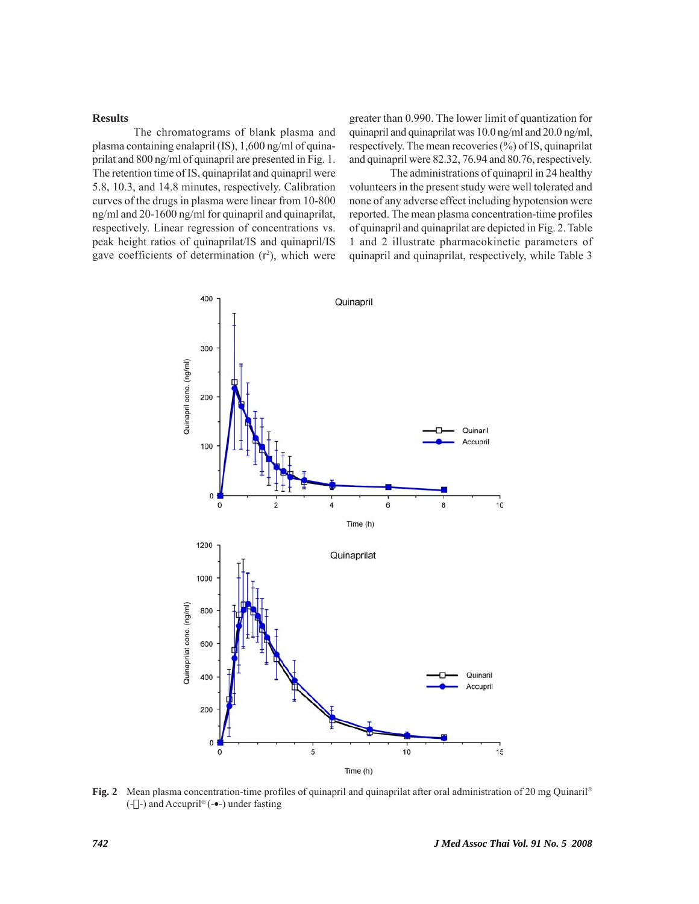## Results

The chromatograms of blank plasma and plasma containing enalapril (IS), 1,600 ng/ml of quinaprilat and 800 ng/ml of quinapril are presented in Fig. 1. The retention time of IS, quinaprilat and quinapril were 5.8, 10.3, and 14.8 minutes, respectively. Calibration curves of the drugs in plasma were linear from 10-800 ng/ml and 20-1600 ng/ml for quinapril and quinaprilat, respectively. Linear regression of concentrations vs. peak height ratios of quinaprilat/IS and quinapril/IS gave coefficients of determination ($r^2$), which were greater than 0.990. The lower limit of quantization for quinapril and quinaprilat was 10.0 ng/ml and 20.0 ng/ml, respectively. The mean recoveries (%) of IS, quinaprilat and quinapril were 82.32, 76.94 and 80.76, respectively.

The administrations of quinapril in 24 healthy volunteers in the present study were well tolerated and none of any adverse effect including hypotension were reported. The mean plasma concentration-time profiles of quinapril and quinaprilat are depicted in Fig. 2. Table 1 and 2 illustrate pharmacokinetic parameters of quinapril and quinaprilat, respectively, while Table 3

**Fig. 2** Mean plasma concentration-time profiles of quinapril and quinaprilat after oral administration of 20 mg Quinaril® (-□-) and Accupril® (-•-) under fasting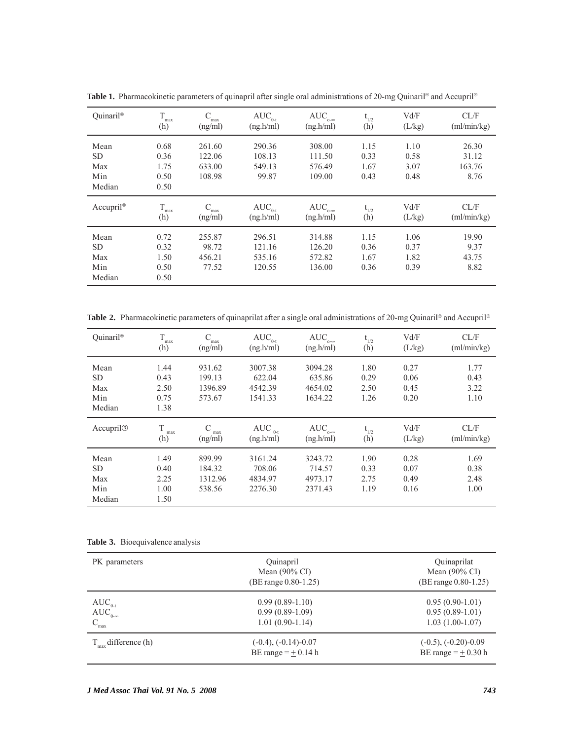**Table 1.** Pharmacokinetic parameters of quinapril after single oral administrations of 20-mg Quinaril® and Accupril®

| Quinaril® | $T_{max}$ (h) | $C_{max}$ (ng/ml) | $AUC_{0-t}$ (ng.h/ml) | $AUC_{0-\infty}$ (ng.h/ml) | $t_{1/2}$ (h) | Vd/F (L/kg) | CL/F (ml/min/kg) |
|---|---|---|---|---|---|---|---|
| Mean | 0.68 | 261.60 | 290.36 | 308.00 | 1.15 | 1.10 | 26.30 |
| SD | 0.36 | 122.06 | 108.13 | 111.50 | 0.33 | 0.58 | 31.12 |
| Max | 1.75 | 633.00 | 549.13 | 576.49 | 1.67 | 3.07 | 163.76 |
| Min | 0.50 | 108.98 | 99.87 | 109.00 | 0.43 | 0.48 | 8.76 |
| Median | 0.50 | | | | | | |
| **Accupril®** | **$T_{max}$ (h)** | **$C_{max}$ (ng/ml)** | **$AUC_{0-t}$ (ng.h/ml)** | **$AUC_{0-\infty}$ (ng.h/ml)** | **$t_{1/2}$ (h)** | **Vd/F (L/kg)** | **CL/F (ml/min/kg)** |
| Mean | 0.72 | 255.87 | 296.51 | 314.88 | 1.15 | 1.06 | 19.90 |
| SD | 0.32 | 98.72 | 121.16 | 126.20 | 0.36 | 0.37 | 9.37 |
| Max | 1.50 | 456.21 | 535.16 | 572.82 | 1.67 | 1.82 | 43.75 |
| Min | 0.50 | 77.52 | 120.55 | 136.00 | 0.36 | 0.39 | 8.82 |
| Median | 0.50 | | | | | | |

**Table 2.** Pharmacokinetic parameters of quinaprilat after a single oral administrations of 20-mg Quinaril® and Accupril®

| Quinaril® | $T_{max}$ (h) | $C_{max}$ (ng/ml) | $AUC_{0-t}$ (ng.h/ml) | $AUC_{0-\infty}$ (ng.h/ml) | $t_{1/2}$ (h) | Vd/F (L/kg) | CL/F (ml/min/kg) |
|---|---|---|---|---|---|---|---|
| Mean | 1.44 | 931.62 | 3007.38 | 3094.28 | 1.80 | 0.27 | 1.77 |
| SD | 0.43 | 199.13 | 622.04 | 635.86 | 0.29 | 0.06 | 0.43 |
| Max | 2.50 | 1396.89 | 4542.39 | 4654.02 | 2.50 | 0.45 | 3.22 |
| Min | 0.75 | 573.67 | 1541.33 | 1634.22 | 1.26 | 0.20 | 1.10 |
| Median | 1.38 | | | | | | |
| **Accupril®** | **$T_{max}$ (h)** | **$C_{max}$ (ng/ml)** | **$AUC_{0-t}$ (ng.h/ml)** | **$AUC_{0-\infty}$ (ng.h/ml)** | **$t_{1/2}$ (h)** | **Vd/F (L/kg)** | **CL/F (ml/min/kg)** |
| Mean | 1.49 | 899.99 | 3161.24 | 3243.72 | 1.90 | 0.28 | 1.69 |
| SD | 0.40 | 184.32 | 708.06 | 714.57 | 0.33 | 0.07 | 0.38 |
| Max | 2.25 | 1312.96 | 4834.97 | 4973.17 | 2.75 | 0.49 | 2.48 |
| Min | 1.00 | 538.56 | 2276.30 | 2371.43 | 1.19 | 0.16 | 1.00 |
| Median | 1.50 | | | | | | |

**Table 3.** Bioequivalence analysis

| PK parameters | Quinapril Mean (90% CI) (BE range 0.80-1.25) | Quinaprilat Mean (90% CI) (BE range 0.80-1.25) |
|---|---|---|
| $AUC_{0-t}$ | 0.99 (0.89-1.10) | 0.95 (0.90-1.01) |
| $AUC_{0-\infty}$ | 0.99 (0.89-1.09) | 0.95 (0.89-1.01) |
| $C_{max}$ | 1.01 (0.90-1.14) | 1.03 (1.00-1.07) |
| $T_{max}$ difference (h) | (-0.4), (-0.14)-0.07<br>BE range = ± 0.14 h | (-0.5), (-0.20)-0.09<br>BE range = ± 0.30 h |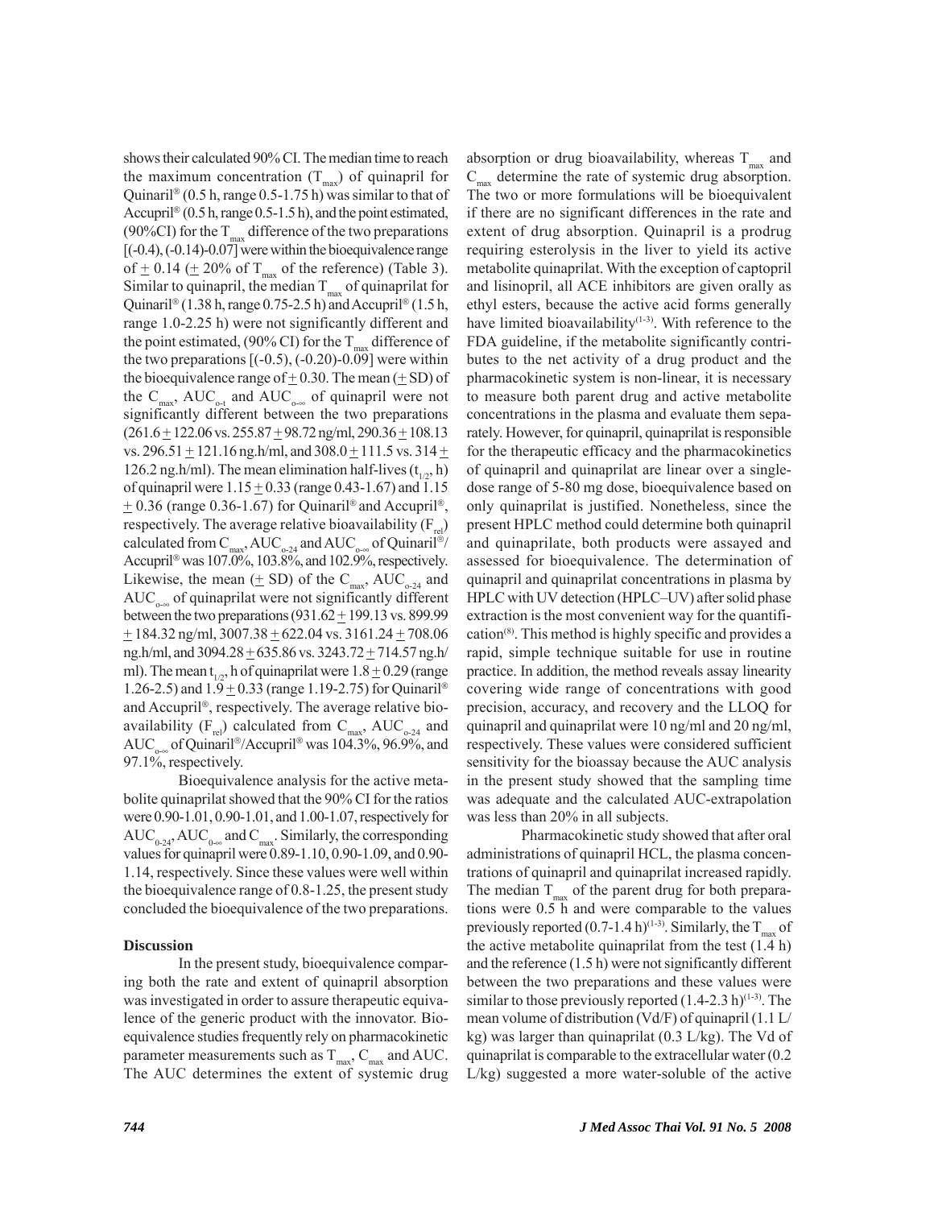shows their calculated 90% CI. The median time to reach the maximum concentration ($T_{max}$) of quinapril for Quinaril® (0.5 h, range 0.5-1.75 h) was similar to that of Accupril® (0.5 h, range 0.5-1.5 h), and the point estimated, (90%CI) for the $T_{max}$ difference of the two preparations [(-0.4), (-0.14)-0.07] were within the bioequivalence range of $\pm$ 0.14 ($\pm$ 20% of $T_{max}$ of the reference) (Table 3). Similar to quinapril, the median $T_{max}$ of quinaprilat for Quinaril® (1.38 h, range 0.75-2.5 h) and Accupril® (1.5 h, range 1.0-2.25 h) were not significantly different and the point estimated, (90% CI) for the $T_{max}$ difference of the two preparations [(-0.5), (-0.20)-0.09] were within the bioequivalence range of $\pm$ 0.30. The mean ($\pm$ SD) of the $C_{max}$, $AUC_{o-t}$ and $AUC_{o-\infty}$ of quinapril were not significantly different between the two preparations (261.6 $\pm$ 122.06 vs. 255.87 $\pm$ 98.72 ng/ml, 290.36 $\pm$ 108.13 vs. 296.51 $\pm$ 121.16 ng.h/ml, and 308.0 $\pm$ 111.5 vs. 314 $\pm$ 126.2 ng.h/ml). The mean elimination half-lives ($t_{1/2}$, h) of quinapril were 1.15 $\pm$ 0.33 (range 0.43-1.67) and 1.15 $\pm$ 0.36 (range 0.36-1.67) for Quinaril® and Accupril®, respectively. The average relative bioavailability ($F_{rel}$) calculated from $C_{max}$, $AUC_{o-24}$ and $AUC_{o-\infty}$ of Quinaril®/Accupril® was 107.0%, 103.8%, and 102.9%, respectively. Likewise, the mean ($\pm$ SD) of the $C_{max}$, $AUC_{o-24}$ and $AUC_{o-\infty}$ of quinaprilat were not significantly different between the two preparations (931.62 $\pm$ 199.13 vs. 899.99 $\pm$ 184.32 ng/ml, 3007.38 $\pm$ 622.04 vs. 3161.24 $\pm$ 708.06 ng.h/ml, and 3094.28 $\pm$ 635.86 vs. 3243.72 $\pm$ 714.57 ng.h/ml). The mean $t_{1/2}$, h of quinaprilat were 1.8 $\pm$ 0.29 (range 1.26-2.5) and 1.9 $\pm$ 0.33 (range 1.19-2.75) for Quinaril® and Accupril®, respectively. The average relative bioavailability ($F_{rel}$) calculated from $C_{max}$, $AUC_{o-24}$ and $AUC_{o-\infty}$ of Quinaril®/Accupril® was 104.3%, 96.9%, and 97.1%, respectively.

Bioequivalence analysis for the active metabolite quinaprilat showed that the 90% CI for the ratios were 0.90-1.01, 0.90-1.01, and 1.00-1.07, respectively for $AUC_{0-24}$, $AUC_{0-\infty}$ and $C_{max}$. Similarly, the corresponding values for quinapril were 0.89-1.10, 0.90-1.09, and 0.90-1.14, respectively. Since these values were well within the bioequivalence range of 0.8-1.25, the present study concluded the bioequivalence of the two preparations.

## Discussion

In the present study, bioequivalence comparing both the rate and extent of quinapril absorption was investigated in order to assure therapeutic equivalence of the generic product with the innovator. Bioequivalence studies frequently rely on pharmacokinetic parameter measurements such as $T_{max}$, $C_{max}$ and AUC. The AUC determines the extent of systemic drug absorption or drug bioavailability, whereas $T_{max}$ and $C_{max}$ determine the rate of systemic drug absorption. The two or more formulations will be bioequivalent if there are no significant differences in the rate and extent of drug absorption. Quinapril is a prodrug requiring esterolysis in the liver to yield its active metabolite quinaprilat. With the exception of captopril and lisinopril, all ACE inhibitors are given orally as ethyl esters, because the active acid forms generally have limited bioavailability[1-3]. With reference to the FDA guideline, if the metabolite significantly contributes to the net activity of a drug product and the pharmacokinetic system is non-linear, it is necessary to measure both parent drug and active metabolite concentrations in the plasma and evaluate them separately. However, for quinapril, quinaprilat is responsible for the therapeutic efficacy and the pharmacokinetics of quinapril and quinaprilat are linear over a single-dose range of 5-80 mg dose, bioequivalence based on only quinaprilat is justified. Nonetheless, since the present HPLC method could determine both quinapril and quinaprilate, both products were assayed and assessed for bioequivalence. The determination of quinapril and quinaprilat concentrations in plasma by HPLC with UV detection (HPLC–UV) after solid phase extraction is the most convenient way for the quantification[8]. This method is highly specific and provides a rapid, simple technique suitable for use in routine practice. In addition, the method reveals assay linearity covering wide range of concentrations with good precision, accuracy, and recovery and the LLOQ for quinapril and quinaprilat were 10 ng/ml and 20 ng/ml, respectively. These values were considered sufficient sensitivity for the bioassay because the AUC analysis in the present study showed that the sampling time was adequate and the calculated AUC-extrapolation was less than 20% in all subjects.

Pharmacokinetic study showed that after oral administrations of quinapril HCL, the plasma concentrations of quinapril and quinaprilat increased rapidly. The median $T_{max}$ of the parent drug for both preparations were 0.5 h and were comparable to the values previously reported (0.7-1.4 h)[1-3]. Similarly, the $T_{max}$ of the active metabolite quinaprilat from the test (1.4 h) and the reference (1.5 h) were not significantly different between the two preparations and these values were similar to those previously reported (1.4-2.3 h)[1-3]. The mean volume of distribution (Vd/F) of quinapril (1.1 L/kg) was larger than quinaprilat (0.3 L/kg). The Vd of quinaprilat is comparable to the extracellular water (0.2 L/kg) suggested a more water-soluble of the active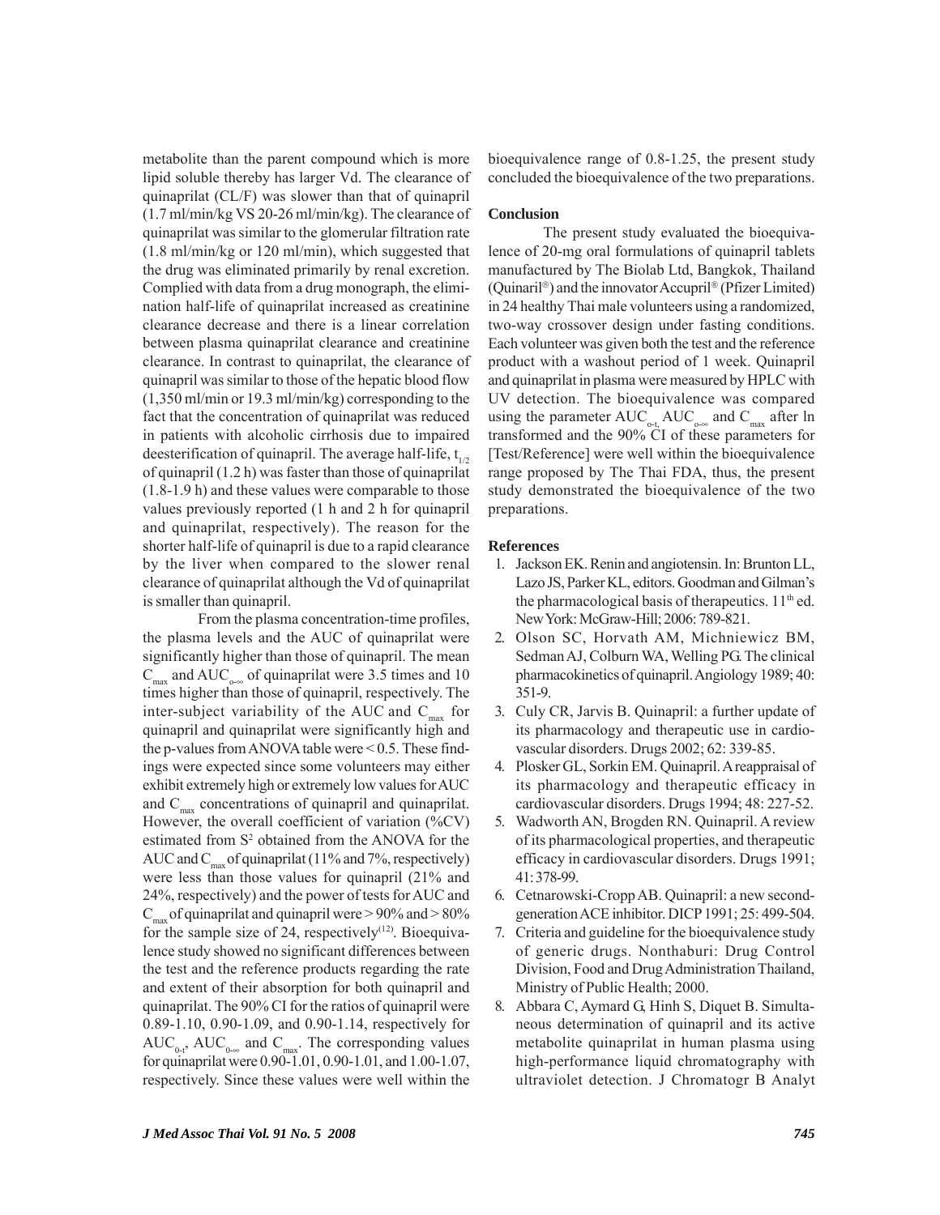metabolite than the parent compound which is more lipid soluble thereby has larger Vd. The clearance of quinaprilat (CL/F) was slower than that of quinapril (1.7 ml/min/kg VS 20-26 ml/min/kg). The clearance of quinaprilat was similar to the glomerular filtration rate (1.8 ml/min/kg or 120 ml/min), which suggested that the drug was eliminated primarily by renal excretion. Complied with data from a drug monograph, the elimination half-life of quinaprilat increased as creatinine clearance decrease and there is a linear correlation between plasma quinaprilat clearance and creatinine clearance. In contrast to quinaprilat, the clearance of quinapril was similar to those of the hepatic blood flow (1,350 ml/min or 19.3 ml/min/kg) corresponding to the fact that the concentration of quinaprilat was reduced in patients with alcoholic cirrhosis due to impaired deesterification of quinapril. The average half-life, $t_{1/2}$ of quinapril (1.2 h) was faster than those of quinaprilat (1.8-1.9 h) and these values were comparable to those values previously reported (1 h and 2 h for quinapril and quinaprilat, respectively). The reason for the shorter half-life of quinapril is due to a rapid clearance by the liver when compared to the slower renal clearance of quinaprilat although the Vd of quinaprilat is smaller than quinapril.

From the plasma concentration-time profiles, the plasma levels and the AUC of quinaprilat were significantly higher than those of quinapril. The mean $C_{max}$ and $AUC_{o-\infty}$ of quinaprilat were 3.5 times and 10 times higher than those of quinapril, respectively. The inter-subject variability of the AUC and $C_{max}$ for quinapril and quinaprilat were significantly high and the p-values from ANOVA table were < 0.5. These findings were expected since some volunteers may either exhibit extremely high or extremely low values for AUC and $C_{max}$ concentrations of quinapril and quinaprilat. However, the overall coefficient of variation (%CV) estimated from $S^2$ obtained from the ANOVA for the AUC and $C_{max}$ of quinaprilat (11% and 7%, respectively) were less than those values for quinapril (21% and 24%, respectively) and the power of tests for AUC and $C_{max}$ of quinaprilat and quinapril were > 90% and > 80% for the sample size of 24, respectively[12]. Bioequivalence study showed no significant differences between the test and the reference products regarding the rate and extent of their absorption for both quinapril and quinaprilat. The 90% CI for the ratios of quinapril were 0.89-1.10, 0.90-1.09, and 0.90-1.14, respectively for $AUC_{0-t}$, $AUC_{0-\infty}$ and $C_{max}$. The corresponding values for quinaprilat were 0.90-1.01, 0.90-1.01, and 1.00-1.07, respectively. Since these values were well within the bioequivalence range of 0.8-1.25, the present study concluded the bioequivalence of the two preparations.

## Conclusion

The present study evaluated the bioequivalence of 20-mg oral formulations of quinapril tablets manufactured by The Biolab Ltd, Bangkok, Thailand (Quinaril®) and the innovator Accupril® (Pfizer Limited) in 24 healthy Thai male volunteers using a randomized, two-way crossover design under fasting conditions. Each volunteer was given both the test and the reference product with a washout period of 1 week. Quinapril and quinaprilat in plasma were measured by HPLC with UV detection. The bioequivalence was compared using the parameter $AUC_{o-t}$, $AUC_{o-\infty}$ and $C_{max}$ after ln transformed and the 90% CI of these parameters for [Test/Reference] were well within the bioequivalence range proposed by The Thai FDA, thus, the present study demonstrated the bioequivalence of the two preparations.

## References

1. Jackson EK. Renin and angiotensin. In: Brunton LL, Lazo JS, Parker KL, editors. Goodman and Gilman's the pharmacological basis of therapeutics. 11th ed. New York: McGraw-Hill; 2006: 789-821.
2. Olson SC, Horvath AM, Michniewicz BM, Sedman AJ, Colburn WA, Welling PG. The clinical pharmacokinetics of quinapril. Angiology 1989; 40: 351-9.
3. Culy CR, Jarvis B. Quinapril: a further update of its pharmacology and therapeutic use in cardiovascular disorders. Drugs 2002; 62: 339-85.
4. Plosker GL, Sorkin EM. Quinapril. A reappraisal of its pharmacology and therapeutic efficacy in cardiovascular disorders. Drugs 1994; 48: 227-52.
5. Wadworth AN, Brogden RN. Quinapril. A review of its pharmacological properties, and therapeutic efficacy in cardiovascular disorders. Drugs 1991; 41: 378-99.
6. Cetnarowski-Cropp AB. Quinapril: a new second-generation ACE inhibitor. DICP 1991; 25: 499-504.
7. Criteria and guideline for the bioequivalence study of generic drugs. Nonthaburi: Drug Control Division, Food and Drug Administration Thailand, Ministry of Public Health; 2000.
8. Abbara C, Aymard G, Hinh S, Diquet B. Simultaneous determination of quinapril and its active metabolite quinaprilat in human plasma using high-performance liquid chromatography with ultraviolet detection. J Chromatogr B Analyt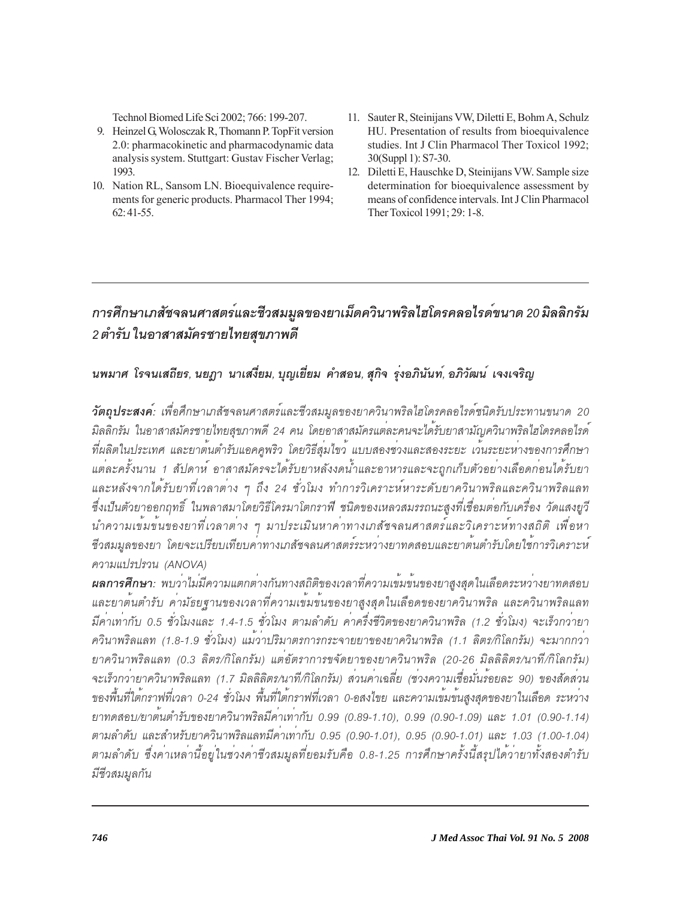Technol Biomed Life Sci 2002; 766: 199-207.

9. Heinzel G, Wolosczak R, Thomann P. TopFit version 2.0: pharmacokinetic and pharmacodynamic data analysis system. Stuttgart: Gustav Fischer Verlag; 1993.
10. Nation RL, Sansom LN. Bioequivalence requirements for generic products. Pharmacol Ther 1994; 62: 41-55.
11. Sauter R, Steinijans VW, Diletti E, Bohm A, Schulz HU. Presentation of results from bioequivalence studies. Int J Clin Pharmacol Ther Toxicol 1992; 30(Suppl 1): S7-30.
12. Diletti E, Hauschke D, Steinijans VW. Sample size determination for bioequivalence assessment by means of confidence intervals. Int J Clin Pharmacol Ther Toxicol 1991; 29: 1-8.

---

## *การศึกษาเภสัชจลนศาสตร์และชีวสมมูลของยาเม็ดควินาพริลไฮโดรคลอไรด์ขนาด 20 มิลลิกรัม 2 ตำรับ ในอาสาสมัครชายไทยสุขภาพดี*

***นพมาศ โรจนเสถียร, นยฎา นาเสงี่ยม, บุญเยี่ยม คำสอน, สุกิจ รุ่งอภินันท์, อภิวัฒน์ เจงเจริญ***

***วัตถุประสงค์:*** *เพื่อศึกษาเภสัชจลนศาสตร์และชีวสมมูลของยาควินาพริลไฮโดรคลอไรด์ชนิดรับประทานขนาด 20 มิลลิกรัม ในอาสาสมัครชายไทยสุขภาพดี 24 คน โดยอาสาสมัครแต่ละคนจะได้รับยาสามัญควินาพริลไฮโดรคลอไรด์ที่ผลิตในประเทศ และยาต้นตำรับแอคคูพริว โดยวิธีสุ่มไขว้ แบบสองช่วงและสองระยะ เว้นระยะห่างของการศึกษาแต่ละครั้งนาน 1 สัปดาห์ อาสาสมัครจะได้รับยาหลังงดน้ำและอาหารและจะถูกเก็บตัวอย่างเลือดก่อนได้รับยาและหลังจากได้รับยาที่เวลาต่าง ๆ ถึง 24 ชั่วโมง ทำการวิเคราะห์หาระดับยาควินาพริลและควินาพริลแลท ซึ่งเป็นตัวยาออกฤทธิ์ ในพลาสมาโดยวิธีโครมาโตกราฟี ชนิดของเหลวสมรรถนะสูงที่เชื่อมต่อกับเครื่อง วัดแสงยูวี นำความเข้มข้นของยาที่เวลาต่าง ๆ มาประเมินหาค่าทางเภสัชจลนศาสตร์และวิเคราะห์ทางสถิติ เพื่อหาชีวสมมูลของยา โดยจะเปรียบเทียบค่าทางเภสัชจลนศาสตร์ระหว่างยาทดสอบและยาต้นตำรับโดยใช้การวิเคราะห์ความแปรปรวน (ANOVA)*

***ผลการศึกษา:*** *พบว่าไม่มีความแตกต่างกันทางสถิติของเวลาที่ความเข้มข้นของยาสูงสุดในเลือดระหว่างยาทดสอบและยาต้นตำรับ ค่ามัธยฐานของเวลาที่ความเข้มข้นของยาสูงสุดในเลือดของยาควินาพริล และควินาพริลแลท มีค่าเท่ากับ 0.5 ชั่วโมงและ 1.4-1.5 ชั่วโมง ตามลำดับ ค่าครึ่งชีวิตของยาควินาพริล (1.2 ชั่วโมง) จะเร็วกว่ายาควินาพริลแลท (1.8-1.9 ชั่วโมง) แม้ว่าปริมาตรการกระจายยาของยาควินาพริล (1.1 ลิตร/กิโลกรัม) จะมากกว่ายาควินาพริลแลท (0.3 ลิตร/กิโลกรัม) แต่อัตราการขจัดยาของยาควินาพริล (20-26 มิลลิลิตร/นาที/กิโลกรัม) จะเร็วกว่ายาควินาพริลแลท (1.7 มิลลิลิตร/นาที/กิโลกรัม) ส่วนค่าเฉลี่ย (ช่วงความเชื่อมั่นร้อยละ 90) ของสัดส่วนของพื้นที่ใต้กราฟที่เวลา 0-24 ชั่วโมง พื้นที่ใต้กราฟที่เวลา 0-อสงไขย และความเข้มข้นสูงสุดของยาในเลือด ระหว่างยาทดสอบ/ยาต้นตำรับของยาควินาพริลมีค่าเท่ากับ 0.99 (0.89-1.10), 0.99 (0.90-1.09) และ 1.01 (0.90-1.14) ตามลำดับ และสำหรับยาควินาพริลแลทมีค่าเท่ากับ 0.95 (0.90-1.01), 0.95 (0.90-1.01) และ 1.03 (1.00-1.04) ตามลำดับ ซึ่งค่าเหล่านี้อยู่ในช่วงค่าชีวสมมูลที่ยอมรับคือ 0.8-1.25 การศึกษาครั้งนี้สรุปได้ว่ายาทั้งสองตำรับมีชีวสมมูลกัน*